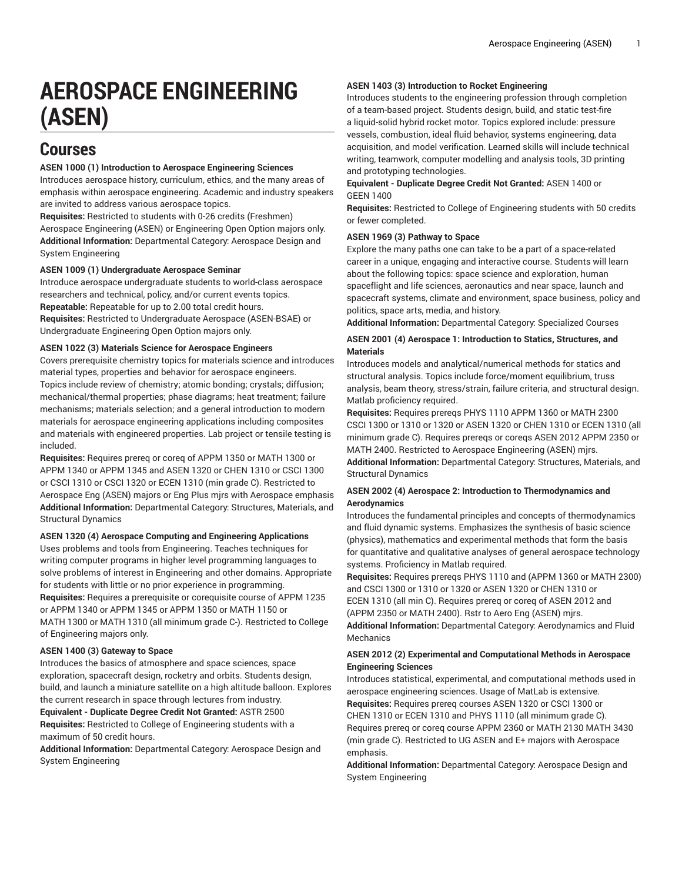# AEROSPACE ENGINEERING (ASEN)

## Courses

**ASEN 1000 (1) Introduction to Aerospace Engineering Sciences**
Introduces aerospace history, curriculum, ethics, and the many areas of emphasis within aerospace engineering. Academic and industry speakers are invited to address various aerospace topics.
**Requisites:** Restricted to students with 0-26 credits (Freshmen) Aerospace Engineering (ASEN) or Engineering Open Option majors only.
**Additional Information:** Departmental Category: Aerospace Design and System Engineering

**ASEN 1009 (1) Undergraduate Aerospace Seminar**
Introduce aerospace undergraduate students to world-class aerospace researchers and technical, policy, and/or current events topics.
**Repeatable:** Repeatable for up to 2.00 total credit hours.
**Requisites:** Restricted to Undergraduate Aerospace (ASEN-BSAE) or Undergraduate Engineering Open Option majors only.

**ASEN 1022 (3) Materials Science for Aerospace Engineers**
Covers prerequisite chemistry topics for materials science and introduces material types, properties and behavior for aerospace engineers. Topics include review of chemistry; atomic bonding; crystals; diffusion; mechanical/thermal properties; phase diagrams; heat treatment; failure mechanisms; materials selection; and a general introduction to modern materials for aerospace engineering applications including composites and materials with engineered properties. Lab project or tensile testing is included.
**Requisites:** Requires prereq or coreq of APPM 1350 or MATH 1300 or APPM 1340 or APPM 1345 and ASEN 1320 or CHEN 1310 or CSCI 1300 or CSCI 1310 or CSCI 1320 or ECEN 1310 (min grade C). Restricted to Aerospace Eng (ASEN) majors or Eng Plus mjrs with Aerospace emphasis
**Additional Information:** Departmental Category: Structures, Materials, and Structural Dynamics

**ASEN 1320 (4) Aerospace Computing and Engineering Applications**
Uses problems and tools from Engineering. Teaches techniques for writing computer programs in higher level programming languages to solve problems of interest in Engineering and other domains. Appropriate for students with little or no prior experience in programming.
**Requisites:** Requires a prerequisite or corequisite course of APPM 1235 or APPM 1340 or APPM 1345 or APPM 1350 or MATH 1150 or MATH 1300 or MATH 1310 (all minimum grade C-). Restricted to College of Engineering majors only.

**ASEN 1400 (3) Gateway to Space**
Introduces the basics of atmosphere and space sciences, space exploration, spacecraft design, rocketry and orbits. Students design, build, and launch a miniature satellite on a high altitude balloon. Explores the current research in space through lectures from industry.
**Equivalent - Duplicate Degree Credit Not Granted:** ASTR 2500
**Requisites:** Restricted to College of Engineering students with a maximum of 50 credit hours.
**Additional Information:** Departmental Category: Aerospace Design and System Engineering

**ASEN 1403 (3) Introduction to Rocket Engineering**
Introduces students to the engineering profession through completion of a team-based project. Students design, build, and static test-fire a liquid-solid hybrid rocket motor. Topics explored include: pressure vessels, combustion, ideal fluid behavior, systems engineering, data acquisition, and model verification. Learned skills will include technical writing, teamwork, computer modelling and analysis tools, 3D printing and prototyping technologies.
**Equivalent - Duplicate Degree Credit Not Granted:** ASEN 1400 or GEEN 1400
**Requisites:** Restricted to College of Engineering students with 50 credits or fewer completed.

**ASEN 1969 (3) Pathway to Space**
Explore the many paths one can take to be a part of a space-related career in a unique, engaging and interactive course. Students will learn about the following topics: space science and exploration, human spaceflight and life sciences, aeronautics and near space, launch and spacecraft systems, climate and environment, space business, policy and politics, space arts, media, and history.
**Additional Information:** Departmental Category: Specialized Courses

**ASEN 2001 (4) Aerospace 1: Introduction to Statics, Structures, and Materials**
Introduces models and analytical/numerical methods for statics and structural analysis. Topics include force/moment equilibrium, truss analysis, beam theory, stress/strain, failure criteria, and structural design. Matlab proficiency required.
**Requisites:** Requires prereqs PHYS 1110 APPM 1360 or MATH 2300 CSCI 1300 or 1310 or 1320 or ASEN 1320 or CHEN 1310 or ECEN 1310 (all minimum grade C). Requires prereqs or coreqs ASEN 2012 APPM 2350 or MATH 2400. Restricted to Aerospace Engineering (ASEN) mjrs.
**Additional Information:** Departmental Category: Structures, Materials, and Structural Dynamics

**ASEN 2002 (4) Aerospace 2: Introduction to Thermodynamics and Aerodynamics**
Introduces the fundamental principles and concepts of thermodynamics and fluid dynamic systems. Emphasizes the synthesis of basic science (physics), mathematics and experimental methods that form the basis for quantitative and qualitative analyses of general aerospace technology systems. Proficiency in Matlab required.
**Requisites:** Requires prereqs PHYS 1110 and (APPM 1360 or MATH 2300) and CSCI 1300 or 1310 or 1320 or ASEN 1320 or CHEN 1310 or ECEN 1310 (all min C). Requires prereq or coreq of ASEN 2012 and (APPM 2350 or MATH 2400). Rstr to Aero Eng (ASEN) mjrs.
**Additional Information:** Departmental Category: Aerodynamics and Fluid Mechanics

**ASEN 2012 (2) Experimental and Computational Methods in Aerospace Engineering Sciences**
Introduces statistical, experimental, and computational methods used in aerospace engineering sciences. Usage of MatLab is extensive.
**Requisites:** Requires prereq courses ASEN 1320 or CSCI 1300 or CHEN 1310 or ECEN 1310 and PHYS 1110 (all minimum grade C). Requires prereq or coreq course APPM 2360 or MATH 2130 MATH 3430 (min grade C). Restricted to UG ASEN and E+ majors with Aerospace emphasis.
**Additional Information:** Departmental Category: Aerospace Design and System Engineering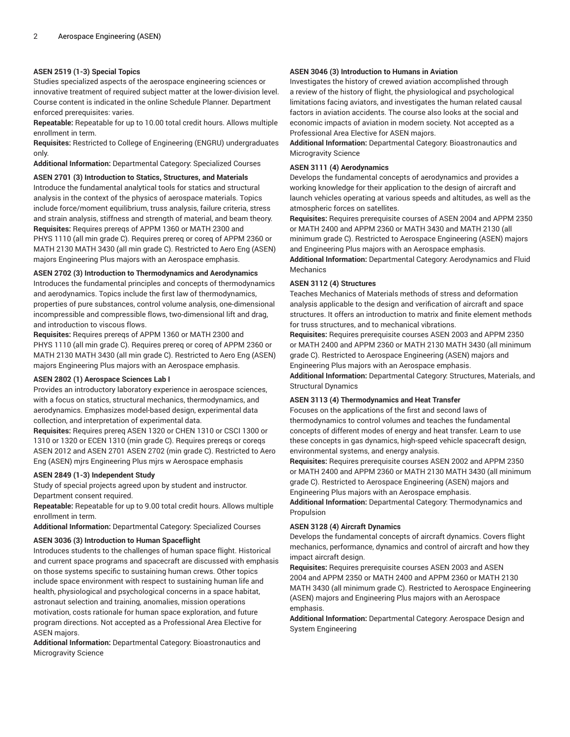**ASEN 2519 (1-3) Special Topics**
Studies specialized aspects of the aerospace engineering sciences or innovative treatment of required subject matter at the lower-division level. Course content is indicated in the online Schedule Planner. Department enforced prerequisites: varies.
**Repeatable:** Repeatable for up to 10.00 total credit hours. Allows multiple enrollment in term.
**Requisites:** Restricted to College of Engineering (ENGRU) undergraduates only.
**Additional Information:** Departmental Category: Specialized Courses

**ASEN 2701 (3) Introduction to Statics, Structures, and Materials**
Introduce the fundamental analytical tools for statics and structural analysis in the context of the physics of aerospace materials. Topics include force/moment equilibrium, truss analysis, failure criteria, stress and strain analysis, stiffness and strength of material, and beam theory.
**Requisites:** Requires prereqs of APPM 1360 or MATH 2300 and PHYS 1110 (all min grade C). Requires prereq or coreq of APPM 2360 or MATH 2130 MATH 3430 (all min grade C). Restricted to Aero Eng (ASEN) majors Engineering Plus majors with an Aerospace emphasis.

**ASEN 2702 (3) Introduction to Thermodynamics and Aerodynamics**
Introduces the fundamental principles and concepts of thermodynamics and aerodynamics. Topics include the first law of thermodynamics, properties of pure substances, control volume analysis, one-dimensional incompressible and compressible flows, two-dimensional lift and drag, and introduction to viscous flows.
**Requisites:** Requires prereqs of APPM 1360 or MATH 2300 and PHYS 1110 (all min grade C). Requires prereq or coreq of APPM 2360 or MATH 2130 MATH 3430 (all min grade C). Restricted to Aero Eng (ASEN) majors Engineering Plus majors with an Aerospace emphasis.

**ASEN 2802 (1) Aerospace Sciences Lab I**
Provides an introductory laboratory experience in aerospace sciences, with a focus on statics, structural mechanics, thermodynamics, and aerodynamics. Emphasizes model-based design, experimental data collection, and interpretation of experimental data.
**Requisites:** Requires prereq ASEN 1320 or CHEN 1310 or CSCI 1300 or 1310 or 1320 or ECEN 1310 (min grade C). Requires prereqs or coreqs ASEN 2012 and ASEN 2701 ASEN 2702 (min grade C). Restricted to Aero Eng (ASEN) mjrs Engineering Plus mjrs w Aerospace emphasis

**ASEN 2849 (1-3) Independent Study**
Study of special projects agreed upon by student and instructor. Department consent required.
**Repeatable:** Repeatable for up to 9.00 total credit hours. Allows multiple enrollment in term.
**Additional Information:** Departmental Category: Specialized Courses

**ASEN 3036 (3) Introduction to Human Spaceflight**
Introduces students to the challenges of human space flight. Historical and current space programs and spacecraft are discussed with emphasis on those systems specific to sustaining human crews. Other topics include space environment with respect to sustaining human life and health, physiological and psychological concerns in a space habitat, astronaut selection and training, anomalies, mission operations motivation, costs rationale for human space exploration, and future program directions. Not accepted as a Professional Area Elective for ASEN majors.
**Additional Information:** Departmental Category: Bioastronautics and Microgravity Science

**ASEN 3046 (3) Introduction to Humans in Aviation**
Investigates the history of crewed aviation accomplished through a review of the history of flight, the physiological and psychological limitations facing aviators, and investigates the human related causal factors in aviation accidents. The course also looks at the social and economic impacts of aviation in modern society. Not accepted as a Professional Area Elective for ASEN majors.
**Additional Information:** Departmental Category: Bioastronautics and Microgravity Science

**ASEN 3111 (4) Aerodynamics**
Develops the fundamental concepts of aerodynamics and provides a working knowledge for their application to the design of aircraft and launch vehicles operating at various speeds and altitudes, as well as the atmospheric forces on satellites.
**Requisites:** Requires prerequisite courses of ASEN 2004 and APPM 2350 or MATH 2400 and APPM 2360 or MATH 3430 and MATH 2130 (all minimum grade C). Restricted to Aerospace Engineering (ASEN) majors and Engineering Plus majors with an Aerospace emphasis.
**Additional Information:** Departmental Category: Aerodynamics and Fluid Mechanics

**ASEN 3112 (4) Structures**
Teaches Mechanics of Materials methods of stress and deformation analysis applicable to the design and verification of aircraft and space structures. It offers an introduction to matrix and finite element methods for truss structures, and to mechanical vibrations.
**Requisites:** Requires prerequisite courses ASEN 2003 and APPM 2350 or MATH 2400 and APPM 2360 or MATH 2130 MATH 3430 (all minimum grade C). Restricted to Aerospace Engineering (ASEN) majors and Engineering Plus majors with an Aerospace emphasis.
**Additional Information:** Departmental Category: Structures, Materials, and Structural Dynamics

**ASEN 3113 (4) Thermodynamics and Heat Transfer**
Focuses on the applications of the first and second laws of thermodynamics to control volumes and teaches the fundamental concepts of different modes of energy and heat transfer. Learn to use these concepts in gas dynamics, high-speed vehicle spacecraft design, environmental systems, and energy analysis.
**Requisites:** Requires prerequisite courses ASEN 2002 and APPM 2350 or MATH 2400 and APPM 2360 or MATH 2130 MATH 3430 (all minimum grade C). Restricted to Aerospace Engineering (ASEN) majors and Engineering Plus majors with an Aerospace emphasis.
**Additional Information:** Departmental Category: Thermodynamics and Propulsion

**ASEN 3128 (4) Aircraft Dynamics**
Develops the fundamental concepts of aircraft dynamics. Covers flight mechanics, performance, dynamics and control of aircraft and how they impact aircraft design.
**Requisites:** Requires prerequisite courses ASEN 2003 and ASEN 2004 and APPM 2350 or MATH 2400 and APPM 2360 or MATH 2130 MATH 3430 (all minimum grade C). Restricted to Aerospace Engineering (ASEN) majors and Engineering Plus majors with an Aerospace emphasis.
**Additional Information:** Departmental Category: Aerospace Design and System Engineering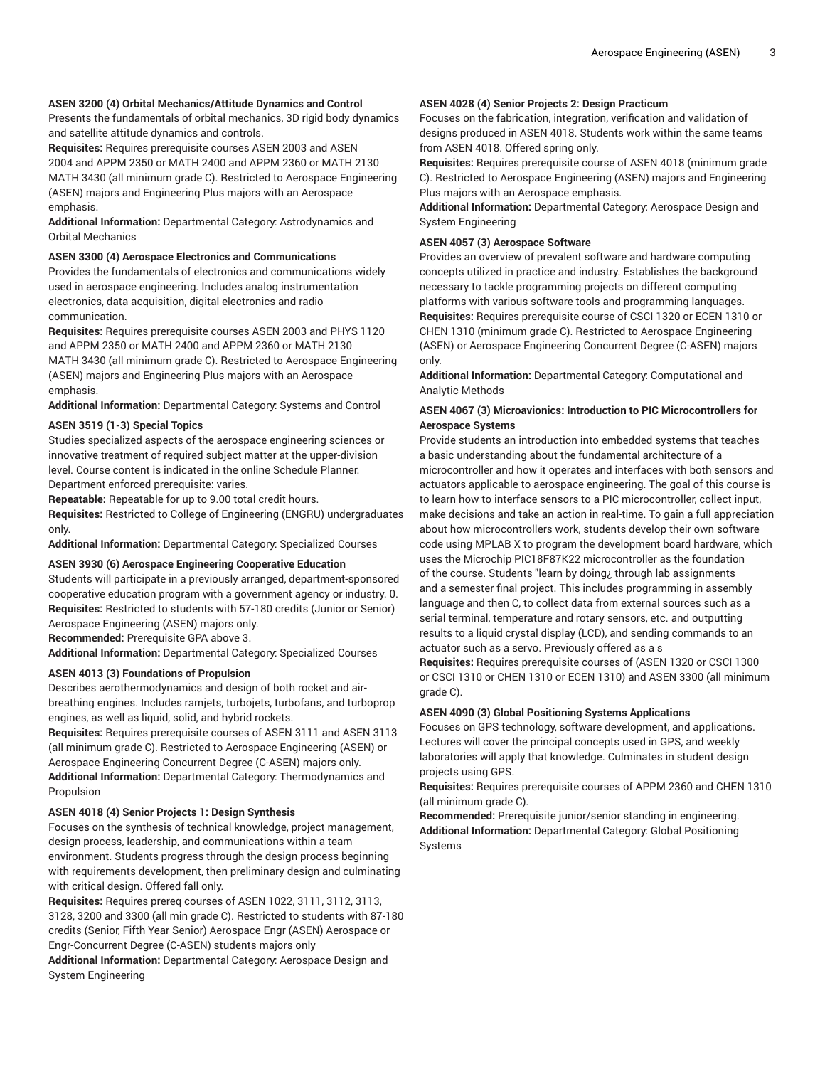**ASEN 3200 (4) Orbital Mechanics/Attitude Dynamics and Control**
Presents the fundamentals of orbital mechanics, 3D rigid body dynamics and satellite attitude dynamics and controls.
**Requisites:** Requires prerequisite courses ASEN 2003 and ASEN 2004 and APPM 2350 or MATH 2400 and APPM 2360 or MATH 2130 MATH 3430 (all minimum grade C). Restricted to Aerospace Engineering (ASEN) majors and Engineering Plus majors with an Aerospace emphasis.
**Additional Information:** Departmental Category: Astrodynamics and Orbital Mechanics

**ASEN 3300 (4) Aerospace Electronics and Communications**
Provides the fundamentals of electronics and communications widely used in aerospace engineering. Includes analog instrumentation electronics, data acquisition, digital electronics and radio communication.
**Requisites:** Requires prerequisite courses ASEN 2003 and PHYS 1120 and APPM 2350 or MATH 2400 and APPM 2360 or MATH 2130 MATH 3430 (all minimum grade C). Restricted to Aerospace Engineering (ASEN) majors and Engineering Plus majors with an Aerospace emphasis.
**Additional Information:** Departmental Category: Systems and Control

**ASEN 3519 (1-3) Special Topics**
Studies specialized aspects of the aerospace engineering sciences or innovative treatment of required subject matter at the upper-division level. Course content is indicated in the online Schedule Planner. Department enforced prerequisite: varies.
**Repeatable:** Repeatable for up to 9.00 total credit hours.
**Requisites:** Restricted to College of Engineering (ENGRU) undergraduates only.
**Additional Information:** Departmental Category: Specialized Courses

**ASEN 3930 (6) Aerospace Engineering Cooperative Education**
Students will participate in a previously arranged, department-sponsored cooperative education program with a government agency or industry. 0.
**Requisites:** Restricted to students with 57-180 credits (Junior or Senior) Aerospace Engineering (ASEN) majors only.
**Recommended:** Prerequisite GPA above 3.
**Additional Information:** Departmental Category: Specialized Courses

**ASEN 4013 (3) Foundations of Propulsion**
Describes aerothermodynamics and design of both rocket and air-breathing engines. Includes ramjets, turbojets, turbofans, and turboprop engines, as well as liquid, solid, and hybrid rockets.
**Requisites:** Requires prerequisite courses of ASEN 3111 and ASEN 3113 (all minimum grade C). Restricted to Aerospace Engineering (ASEN) or Aerospace Engineering Concurrent Degree (C-ASEN) majors only.
**Additional Information:** Departmental Category: Thermodynamics and Propulsion

**ASEN 4018 (4) Senior Projects 1: Design Synthesis**
Focuses on the synthesis of technical knowledge, project management, design process, leadership, and communications within a team environment. Students progress through the design process beginning with requirements development, then preliminary design and culminating with critical design. Offered fall only.
**Requisites:** Requires prereq courses of ASEN 1022, 3111, 3112, 3113, 3128, 3200 and 3300 (all min grade C). Restricted to students with 87-180 credits (Senior, Fifth Year Senior) Aerospace Engr (ASEN) Aerospace or Engr-Concurrent Degree (C-ASEN) students majors only
**Additional Information:** Departmental Category: Aerospace Design and System Engineering

**ASEN 4028 (4) Senior Projects 2: Design Practicum**
Focuses on the fabrication, integration, verification and validation of designs produced in ASEN 4018. Students work within the same teams from ASEN 4018. Offered spring only.
**Requisites:** Requires prerequisite course of ASEN 4018 (minimum grade C). Restricted to Aerospace Engineering (ASEN) majors and Engineering Plus majors with an Aerospace emphasis.
**Additional Information:** Departmental Category: Aerospace Design and System Engineering

**ASEN 4057 (3) Aerospace Software**
Provides an overview of prevalent software and hardware computing concepts utilized in practice and industry. Establishes the background necessary to tackle programming projects on different computing platforms with various software tools and programming languages.
**Requisites:** Requires prerequisite course of CSCI 1320 or ECEN 1310 or CHEN 1310 (minimum grade C). Restricted to Aerospace Engineering (ASEN) or Aerospace Engineering Concurrent Degree (C-ASEN) majors only.
**Additional Information:** Departmental Category: Computational and Analytic Methods

**ASEN 4067 (3) Microavionics: Introduction to PIC Microcontrollers for Aerospace Systems**
Provide students an introduction into embedded systems that teaches a basic understanding about the fundamental architecture of a microcontroller and how it operates and interfaces with both sensors and actuators applicable to aerospace engineering. The goal of this course is to learn how to interface sensors to a PIC microcontroller, collect input, make decisions and take an action in real-time. To gain a full appreciation about how microcontrollers work, students develop their own software code using MPLAB X to program the development board hardware, which uses the Microchip PIC18F87K22 microcontroller as the foundation of the course. Students "learn by doing¿ through lab assignments and a semester final project. This includes programming in assembly language and then C, to collect data from external sources such as a serial terminal, temperature and rotary sensors, etc. and outputting results to a liquid crystal display (LCD), and sending commands to an actuator such as a servo. Previously offered as a s
**Requisites:** Requires prerequisite courses of (ASEN 1320 or CSCI 1300 or CSCI 1310 or CHEN 1310 or ECEN 1310) and ASEN 3300 (all minimum grade C).

**ASEN 4090 (3) Global Positioning Systems Applications**
Focuses on GPS technology, software development, and applications. Lectures will cover the principal concepts used in GPS, and weekly laboratories will apply that knowledge. Culminates in student design projects using GPS.
**Requisites:** Requires prerequisite courses of APPM 2360 and CHEN 1310 (all minimum grade C).
**Recommended:** Prerequisite junior/senior standing in engineering.
**Additional Information:** Departmental Category: Global Positioning Systems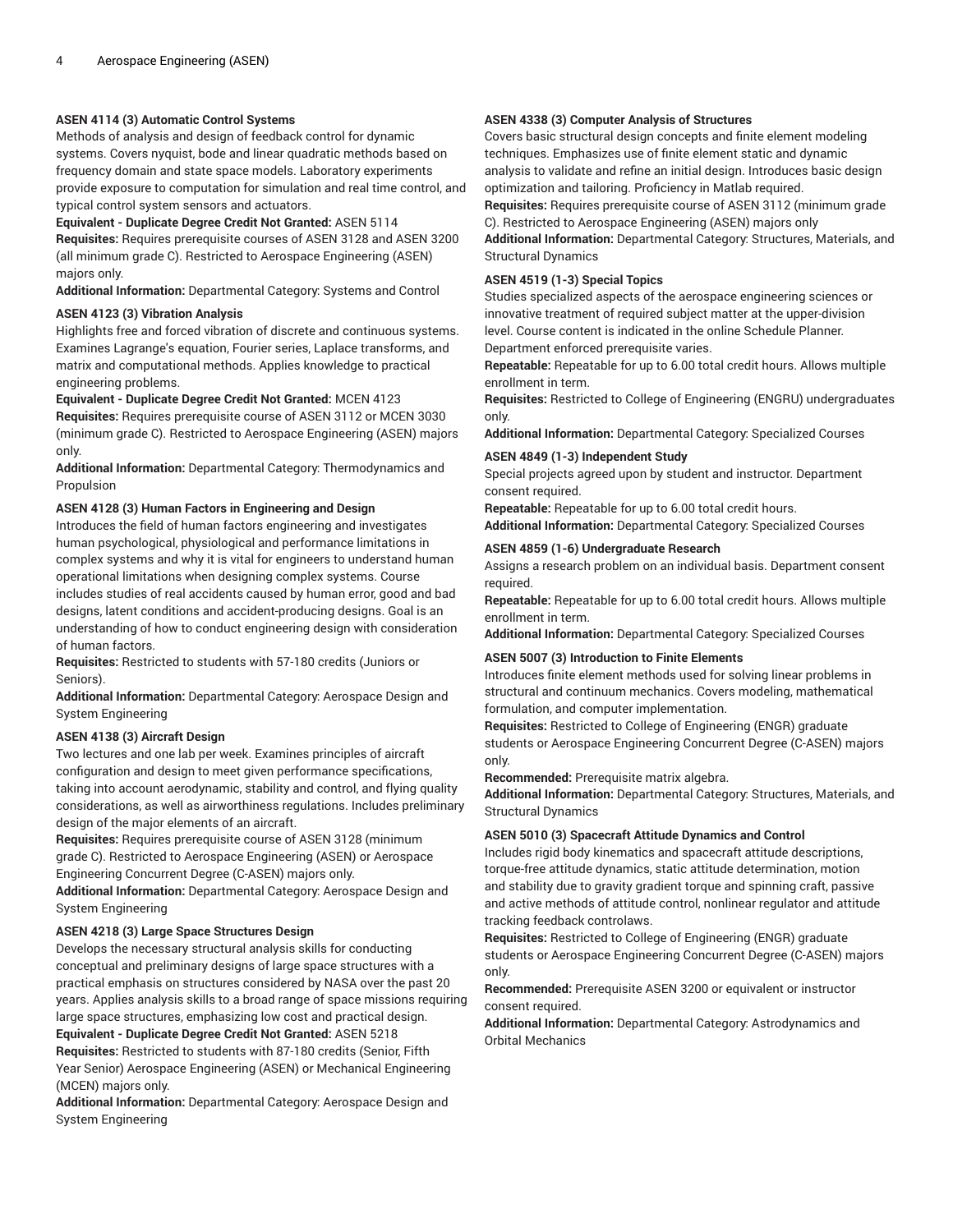**ASEN 4114 (3) Automatic Control Systems**

Methods of analysis and design of feedback control for dynamic systems. Covers nyquist, bode and linear quadratic methods based on frequency domain and state space models. Laboratory experiments provide exposure to computation for simulation and real time control, and typical control system sensors and actuators.

**Equivalent - Duplicate Degree Credit Not Granted:** ASEN 5114

**Requisites:** Requires prerequisite courses of ASEN 3128 and ASEN 3200 (all minimum grade C). Restricted to Aerospace Engineering (ASEN) majors only.

**Additional Information:** Departmental Category: Systems and Control

**ASEN 4123 (3) Vibration Analysis**

Highlights free and forced vibration of discrete and continuous systems. Examines Lagrange's equation, Fourier series, Laplace transforms, and matrix and computational methods. Applies knowledge to practical engineering problems.

**Equivalent - Duplicate Degree Credit Not Granted:** MCEN 4123

**Requisites:** Requires prerequisite course of ASEN 3112 or MCEN 3030 (minimum grade C). Restricted to Aerospace Engineering (ASEN) majors only.

**Additional Information:** Departmental Category: Thermodynamics and Propulsion

**ASEN 4128 (3) Human Factors in Engineering and Design**

Introduces the field of human factors engineering and investigates human psychological, physiological and performance limitations in complex systems and why it is vital for engineers to understand human operational limitations when designing complex systems. Course includes studies of real accidents caused by human error, good and bad designs, latent conditions and accident-producing designs. Goal is an understanding of how to conduct engineering design with consideration of human factors.

**Requisites:** Restricted to students with 57-180 credits (Juniors or Seniors).

**Additional Information:** Departmental Category: Aerospace Design and System Engineering

**ASEN 4138 (3) Aircraft Design**

Two lectures and one lab per week. Examines principles of aircraft configuration and design to meet given performance specifications, taking into account aerodynamic, stability and control, and flying quality considerations, as well as airworthiness regulations. Includes preliminary design of the major elements of an aircraft.

**Requisites:** Requires prerequisite course of ASEN 3128 (minimum grade C). Restricted to Aerospace Engineering (ASEN) or Aerospace Engineering Concurrent Degree (C-ASEN) majors only.

**Additional Information:** Departmental Category: Aerospace Design and System Engineering

**ASEN 4218 (3) Large Space Structures Design**

Develops the necessary structural analysis skills for conducting conceptual and preliminary designs of large space structures with a practical emphasis on structures considered by NASA over the past 20 years. Applies analysis skills to a broad range of space missions requiring large space structures, emphasizing low cost and practical design.

**Equivalent - Duplicate Degree Credit Not Granted:** ASEN 5218

**Requisites:** Restricted to students with 87-180 credits (Senior, Fifth Year Senior) Aerospace Engineering (ASEN) or Mechanical Engineering (MCEN) majors only.

**Additional Information:** Departmental Category: Aerospace Design and System Engineering

**ASEN 4338 (3) Computer Analysis of Structures**

Covers basic structural design concepts and finite element modeling techniques. Emphasizes use of finite element static and dynamic analysis to validate and refine an initial design. Introduces basic design optimization and tailoring. Proficiency in Matlab required.

**Requisites:** Requires prerequisite course of ASEN 3112 (minimum grade C). Restricted to Aerospace Engineering (ASEN) majors only

**Additional Information:** Departmental Category: Structures, Materials, and Structural Dynamics

**ASEN 4519 (1-3) Special Topics**

Studies specialized aspects of the aerospace engineering sciences or innovative treatment of required subject matter at the upper-division level. Course content is indicated in the online Schedule Planner. Department enforced prerequisite varies.

**Repeatable:** Repeatable for up to 6.00 total credit hours. Allows multiple enrollment in term.

**Requisites:** Restricted to College of Engineering (ENGRU) undergraduates only.

**Additional Information:** Departmental Category: Specialized Courses

**ASEN 4849 (1-3) Independent Study**

Special projects agreed upon by student and instructor. Department consent required.

**Repeatable:** Repeatable for up to 6.00 total credit hours.

**Additional Information:** Departmental Category: Specialized Courses

**ASEN 4859 (1-6) Undergraduate Research**

Assigns a research problem on an individual basis. Department consent required.

**Repeatable:** Repeatable for up to 6.00 total credit hours. Allows multiple enrollment in term.

**Additional Information:** Departmental Category: Specialized Courses

**ASEN 5007 (3) Introduction to Finite Elements**

Introduces finite element methods used for solving linear problems in structural and continuum mechanics. Covers modeling, mathematical formulation, and computer implementation.

**Requisites:** Restricted to College of Engineering (ENGR) graduate students or Aerospace Engineering Concurrent Degree (C-ASEN) majors only.

**Recommended:** Prerequisite matrix algebra.

**Additional Information:** Departmental Category: Structures, Materials, and Structural Dynamics

**ASEN 5010 (3) Spacecraft Attitude Dynamics and Control**

Includes rigid body kinematics and spacecraft attitude descriptions, torque-free attitude dynamics, static attitude determination, motion and stability due to gravity gradient torque and spinning craft, passive and active methods of attitude control, nonlinear regulator and attitude tracking feedback controlaws.

**Requisites:** Restricted to College of Engineering (ENGR) graduate students or Aerospace Engineering Concurrent Degree (C-ASEN) majors only.

**Recommended:** Prerequisite ASEN 3200 or equivalent or instructor consent required.

**Additional Information:** Departmental Category: Astrodynamics and Orbital Mechanics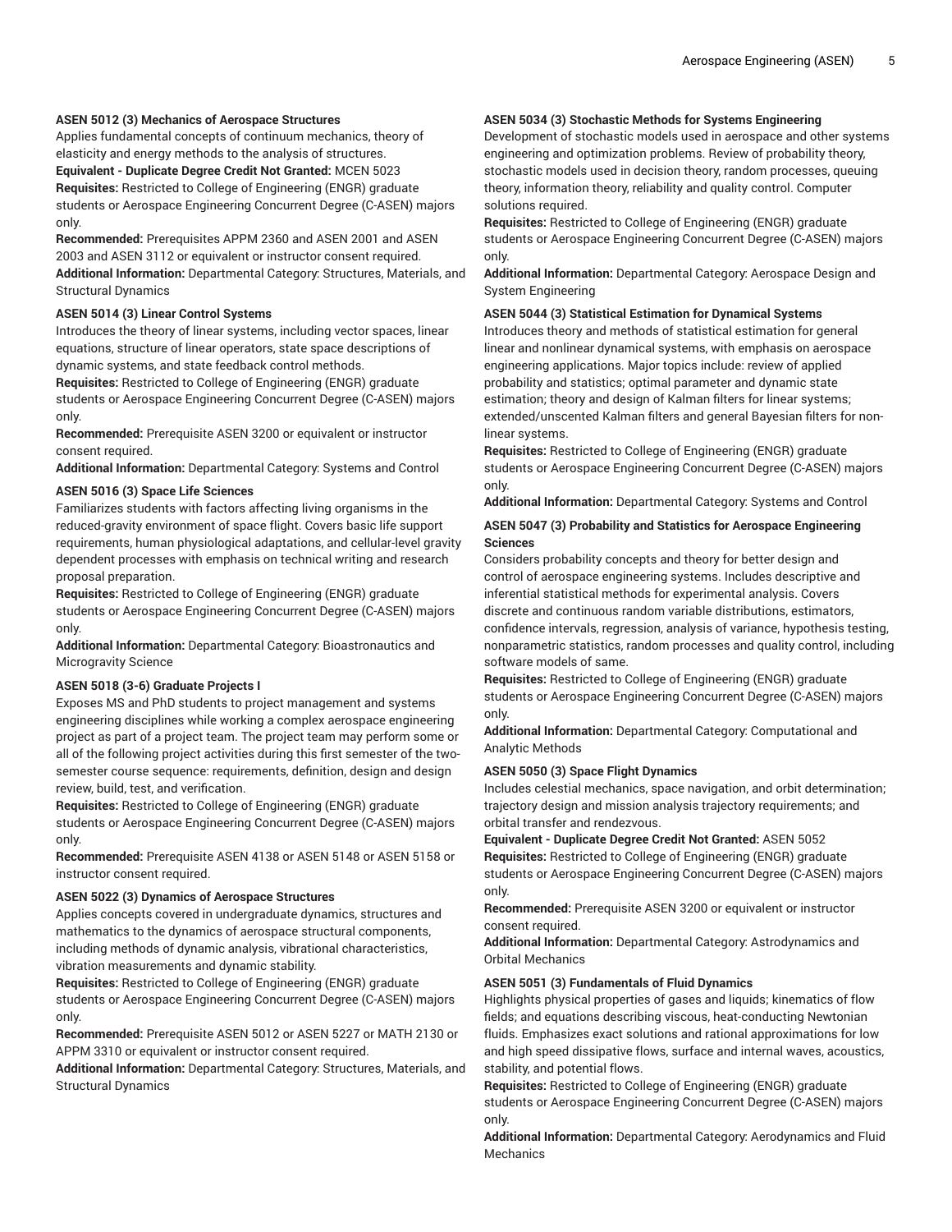**ASEN 5012 (3) Mechanics of Aerospace Structures**

Applies fundamental concepts of continuum mechanics, theory of elasticity and energy methods to the analysis of structures.

**Equivalent - Duplicate Degree Credit Not Granted:** MCEN 5023

**Requisites:** Restricted to College of Engineering (ENGR) graduate students or Aerospace Engineering Concurrent Degree (C-ASEN) majors only.

**Recommended:** Prerequisites APPM 2360 and ASEN 2001 and ASEN 2003 and ASEN 3112 or equivalent or instructor consent required.

**Additional Information:** Departmental Category: Structures, Materials, and Structural Dynamics

**ASEN 5014 (3) Linear Control Systems**

Introduces the theory of linear systems, including vector spaces, linear equations, structure of linear operators, state space descriptions of dynamic systems, and state feedback control methods.

**Requisites:** Restricted to College of Engineering (ENGR) graduate students or Aerospace Engineering Concurrent Degree (C-ASEN) majors only.

**Recommended:** Prerequisite ASEN 3200 or equivalent or instructor consent required.

**Additional Information:** Departmental Category: Systems and Control

**ASEN 5016 (3) Space Life Sciences**

Familiarizes students with factors affecting living organisms in the reduced-gravity environment of space flight. Covers basic life support requirements, human physiological adaptations, and cellular-level gravity dependent processes with emphasis on technical writing and research proposal preparation.

**Requisites:** Restricted to College of Engineering (ENGR) graduate students or Aerospace Engineering Concurrent Degree (C-ASEN) majors only.

**Additional Information:** Departmental Category: Bioastronautics and Microgravity Science

**ASEN 5018 (3-6) Graduate Projects I**

Exposes MS and PhD students to project management and systems engineering disciplines while working a complex aerospace engineering project as part of a project team. The project team may perform some or all of the following project activities during this first semester of the two-semester course sequence: requirements, definition, design and design review, build, test, and verification.

**Requisites:** Restricted to College of Engineering (ENGR) graduate students or Aerospace Engineering Concurrent Degree (C-ASEN) majors only.

**Recommended:** Prerequisite ASEN 4138 or ASEN 5148 or ASEN 5158 or instructor consent required.

**ASEN 5022 (3) Dynamics of Aerospace Structures**

Applies concepts covered in undergraduate dynamics, structures and mathematics to the dynamics of aerospace structural components, including methods of dynamic analysis, vibrational characteristics, vibration measurements and dynamic stability.

**Requisites:** Restricted to College of Engineering (ENGR) graduate students or Aerospace Engineering Concurrent Degree (C-ASEN) majors only.

**Recommended:** Prerequisite ASEN 5012 or ASEN 5227 or MATH 2130 or APPM 3310 or equivalent or instructor consent required.

**Additional Information:** Departmental Category: Structures, Materials, and Structural Dynamics

**ASEN 5034 (3) Stochastic Methods for Systems Engineering**

Development of stochastic models used in aerospace and other systems engineering and optimization problems. Review of probability theory, stochastic models used in decision theory, random processes, queuing theory, information theory, reliability and quality control. Computer solutions required.

**Requisites:** Restricted to College of Engineering (ENGR) graduate students or Aerospace Engineering Concurrent Degree (C-ASEN) majors only.

**Additional Information:** Departmental Category: Aerospace Design and System Engineering

**ASEN 5044 (3) Statistical Estimation for Dynamical Systems**

Introduces theory and methods of statistical estimation for general linear and nonlinear dynamical systems, with emphasis on aerospace engineering applications. Major topics include: review of applied probability and statistics; optimal parameter and dynamic state estimation; theory and design of Kalman filters for linear systems; extended/unscented Kalman filters and general Bayesian filters for non-linear systems.

**Requisites:** Restricted to College of Engineering (ENGR) graduate students or Aerospace Engineering Concurrent Degree (C-ASEN) majors only.

**Additional Information:** Departmental Category: Systems and Control

**ASEN 5047 (3) Probability and Statistics for Aerospace Engineering Sciences**

Considers probability concepts and theory for better design and control of aerospace engineering systems. Includes descriptive and inferential statistical methods for experimental analysis. Covers discrete and continuous random variable distributions, estimators, confidence intervals, regression, analysis of variance, hypothesis testing, nonparametric statistics, random processes and quality control, including software models of same.

**Requisites:** Restricted to College of Engineering (ENGR) graduate students or Aerospace Engineering Concurrent Degree (C-ASEN) majors only.

**Additional Information:** Departmental Category: Computational and Analytic Methods

**ASEN 5050 (3) Space Flight Dynamics**

Includes celestial mechanics, space navigation, and orbit determination; trajectory design and mission analysis trajectory requirements; and orbital transfer and rendezvous.

**Equivalent - Duplicate Degree Credit Not Granted:** ASEN 5052

**Requisites:** Restricted to College of Engineering (ENGR) graduate students or Aerospace Engineering Concurrent Degree (C-ASEN) majors only.

**Recommended:** Prerequisite ASEN 3200 or equivalent or instructor consent required.

**Additional Information:** Departmental Category: Astrodynamics and Orbital Mechanics

**ASEN 5051 (3) Fundamentals of Fluid Dynamics**

Highlights physical properties of gases and liquids; kinematics of flow fields; and equations describing viscous, heat-conducting Newtonian fluids. Emphasizes exact solutions and rational approximations for low and high speed dissipative flows, surface and internal waves, acoustics, stability, and potential flows.

**Requisites:** Restricted to College of Engineering (ENGR) graduate students or Aerospace Engineering Concurrent Degree (C-ASEN) majors only.

**Additional Information:** Departmental Category: Aerodynamics and Fluid Mechanics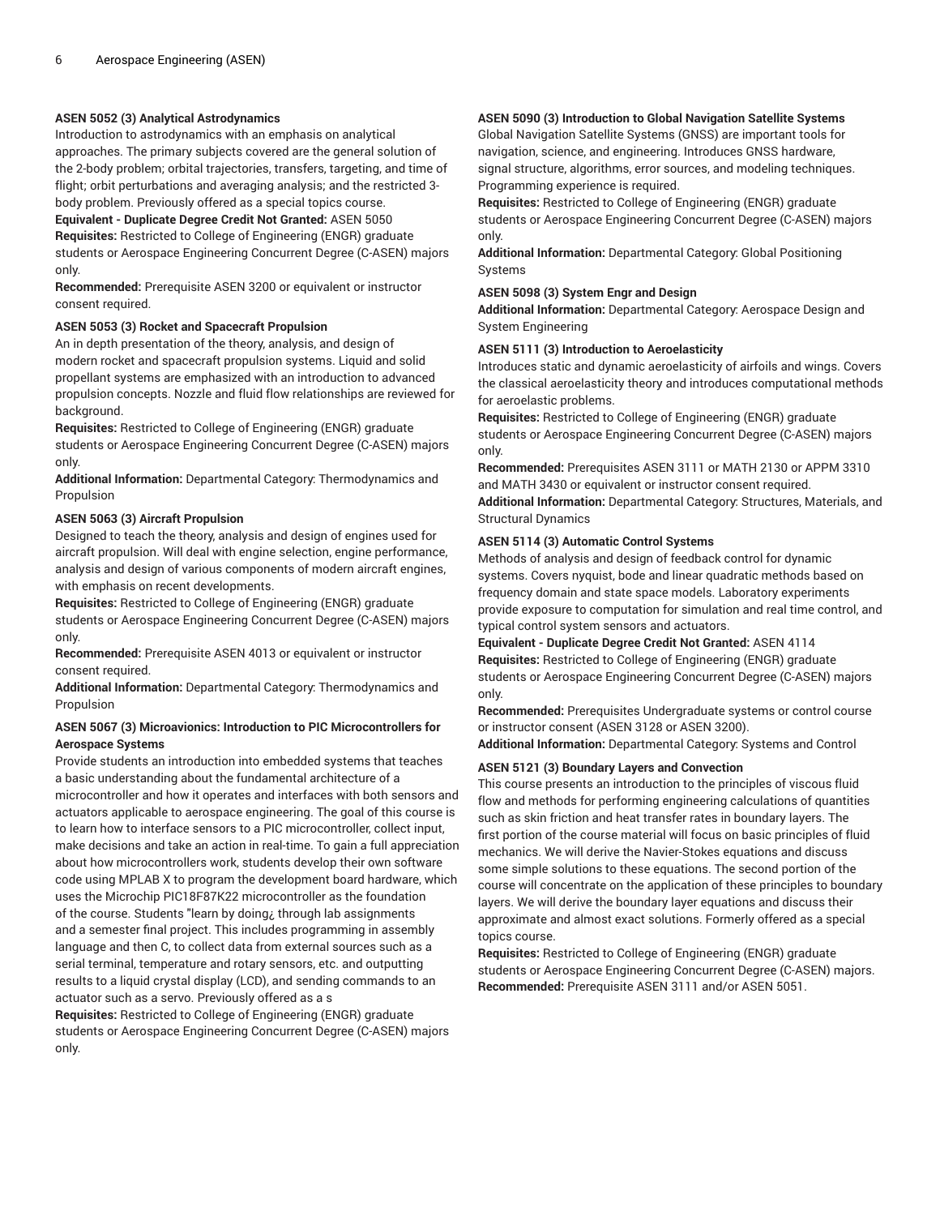**ASEN 5052 (3) Analytical Astrodynamics**
Introduction to astrodynamics with an emphasis on analytical approaches. The primary subjects covered are the general solution of the 2-body problem; orbital trajectories, transfers, targeting, and time of flight; orbit perturbations and averaging analysis; and the restricted 3-body problem. Previously offered as a special topics course.
**Equivalent - Duplicate Degree Credit Not Granted:** ASEN 5050
**Requisites:** Restricted to College of Engineering (ENGR) graduate students or Aerospace Engineering Concurrent Degree (C-ASEN) majors only.
**Recommended:** Prerequisite ASEN 3200 or equivalent or instructor consent required.

**ASEN 5053 (3) Rocket and Spacecraft Propulsion**
An in depth presentation of the theory, analysis, and design of modern rocket and spacecraft propulsion systems. Liquid and solid propellant systems are emphasized with an introduction to advanced propulsion concepts. Nozzle and fluid flow relationships are reviewed for background.
**Requisites:** Restricted to College of Engineering (ENGR) graduate students or Aerospace Engineering Concurrent Degree (C-ASEN) majors only.
**Additional Information:** Departmental Category: Thermodynamics and Propulsion

**ASEN 5063 (3) Aircraft Propulsion**
Designed to teach the theory, analysis and design of engines used for aircraft propulsion. Will deal with engine selection, engine performance, analysis and design of various components of modern aircraft engines, with emphasis on recent developments.
**Requisites:** Restricted to College of Engineering (ENGR) graduate students or Aerospace Engineering Concurrent Degree (C-ASEN) majors only.
**Recommended:** Prerequisite ASEN 4013 or equivalent or instructor consent required.
**Additional Information:** Departmental Category: Thermodynamics and Propulsion

**ASEN 5067 (3) Microavionics: Introduction to PIC Microcontrollers for Aerospace Systems**
Provide students an introduction into embedded systems that teaches a basic understanding about the fundamental architecture of a microcontroller and how it operates and interfaces with both sensors and actuators applicable to aerospace engineering. The goal of this course is to learn how to interface sensors to a PIC microcontroller, collect input, make decisions and take an action in real-time. To gain a full appreciation about how microcontrollers work, students develop their own software code using MPLAB X to program the development board hardware, which uses the Microchip PIC18F87K22 microcontroller as the foundation of the course. Students "learn by doing¿ through lab assignments and a semester final project. This includes programming in assembly language and then C, to collect data from external sources such as a serial terminal, temperature and rotary sensors, etc. and outputting results to a liquid crystal display (LCD), and sending commands to an actuator such as a servo. Previously offered as a s
**Requisites:** Restricted to College of Engineering (ENGR) graduate students or Aerospace Engineering Concurrent Degree (C-ASEN) majors only.

**ASEN 5090 (3) Introduction to Global Navigation Satellite Systems**
Global Navigation Satellite Systems (GNSS) are important tools for navigation, science, and engineering. Introduces GNSS hardware, signal structure, algorithms, error sources, and modeling techniques. Programming experience is required.
**Requisites:** Restricted to College of Engineering (ENGR) graduate students or Aerospace Engineering Concurrent Degree (C-ASEN) majors only.
**Additional Information:** Departmental Category: Global Positioning Systems

**ASEN 5098 (3) System Engr and Design**
**Additional Information:** Departmental Category: Aerospace Design and System Engineering

**ASEN 5111 (3) Introduction to Aeroelasticity**
Introduces static and dynamic aeroelasticity of airfoils and wings. Covers the classical aeroelasticity theory and introduces computational methods for aeroelastic problems.
**Requisites:** Restricted to College of Engineering (ENGR) graduate students or Aerospace Engineering Concurrent Degree (C-ASEN) majors only.
**Recommended:** Prerequisites ASEN 3111 or MATH 2130 or APPM 3310 and MATH 3430 or equivalent or instructor consent required.
**Additional Information:** Departmental Category: Structures, Materials, and Structural Dynamics

**ASEN 5114 (3) Automatic Control Systems**
Methods of analysis and design of feedback control for dynamic systems. Covers nyquist, bode and linear quadratic methods based on frequency domain and state space models. Laboratory experiments provide exposure to computation for simulation and real time control, and typical control system sensors and actuators.
**Equivalent - Duplicate Degree Credit Not Granted:** ASEN 4114
**Requisites:** Restricted to College of Engineering (ENGR) graduate students or Aerospace Engineering Concurrent Degree (C-ASEN) majors only.
**Recommended:** Prerequisites Undergraduate systems or control course or instructor consent (ASEN 3128 or ASEN 3200).
**Additional Information:** Departmental Category: Systems and Control

**ASEN 5121 (3) Boundary Layers and Convection**
This course presents an introduction to the principles of viscous fluid flow and methods for performing engineering calculations of quantities such as skin friction and heat transfer rates in boundary layers. The first portion of the course material will focus on basic principles of fluid mechanics. We will derive the Navier-Stokes equations and discuss some simple solutions to these equations. The second portion of the course will concentrate on the application of these principles to boundary layers. We will derive the boundary layer equations and discuss their approximate and almost exact solutions. Formerly offered as a special topics course.
**Requisites:** Restricted to College of Engineering (ENGR) graduate students or Aerospace Engineering Concurrent Degree (C-ASEN) majors.
**Recommended:** Prerequisite ASEN 3111 and/or ASEN 5051.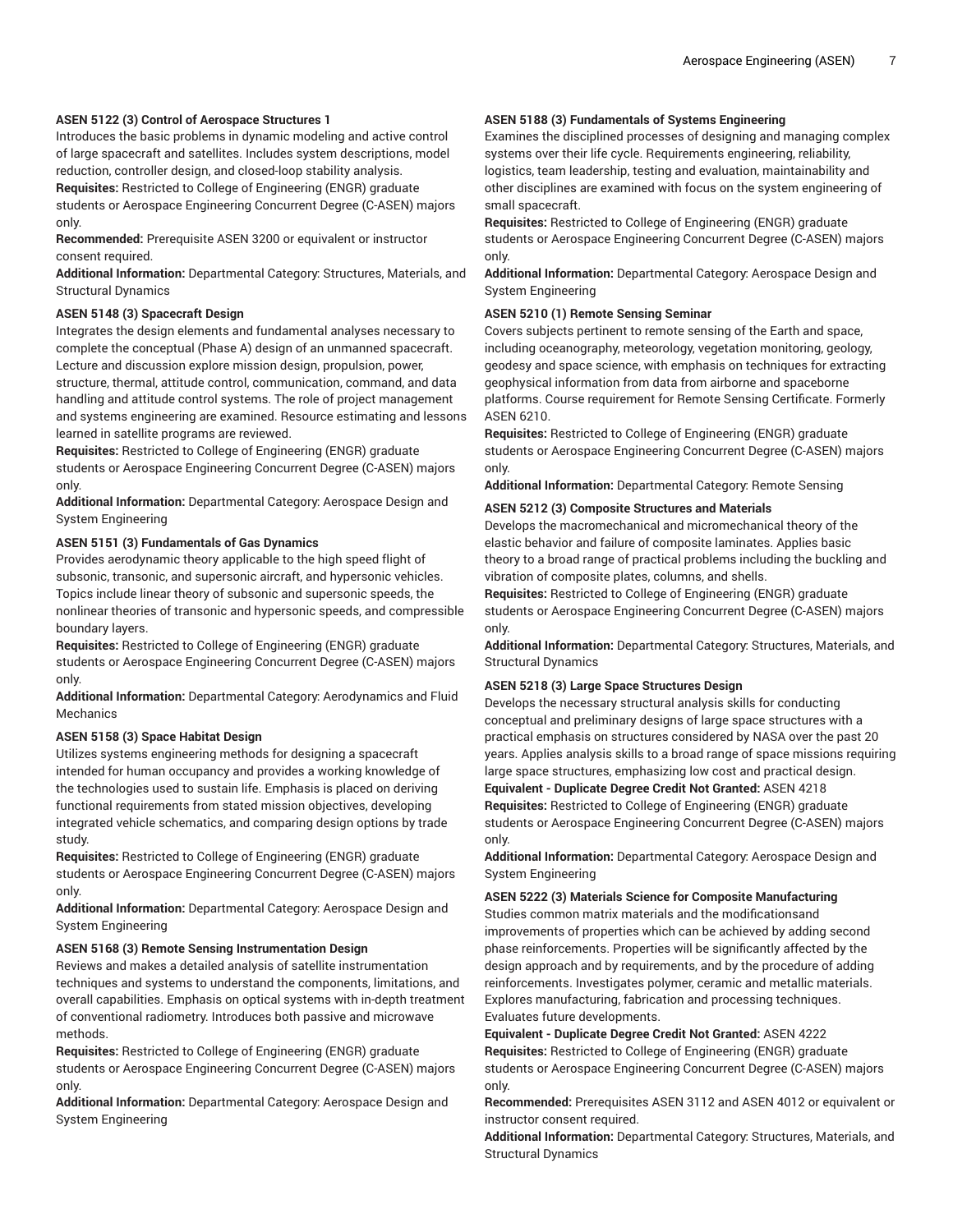**ASEN 5122 (3) Control of Aerospace Structures 1**

Introduces the basic problems in dynamic modeling and active control of large spacecraft and satellites. Includes system descriptions, model reduction, controller design, and closed-loop stability analysis.

**Requisites:** Restricted to College of Engineering (ENGR) graduate students or Aerospace Engineering Concurrent Degree (C-ASEN) majors only.

**Recommended:** Prerequisite ASEN 3200 or equivalent or instructor consent required.

**Additional Information:** Departmental Category: Structures, Materials, and Structural Dynamics

**ASEN 5148 (3) Spacecraft Design**

Integrates the design elements and fundamental analyses necessary to complete the conceptual (Phase A) design of an unmanned spacecraft. Lecture and discussion explore mission design, propulsion, power, structure, thermal, attitude control, communication, command, and data handling and attitude control systems. The role of project management and systems engineering are examined. Resource estimating and lessons learned in satellite programs are reviewed.

**Requisites:** Restricted to College of Engineering (ENGR) graduate students or Aerospace Engineering Concurrent Degree (C-ASEN) majors only.

**Additional Information:** Departmental Category: Aerospace Design and System Engineering

**ASEN 5151 (3) Fundamentals of Gas Dynamics**

Provides aerodynamic theory applicable to the high speed flight of subsonic, transonic, and supersonic aircraft, and hypersonic vehicles. Topics include linear theory of subsonic and supersonic speeds, the nonlinear theories of transonic and hypersonic speeds, and compressible boundary layers.

**Requisites:** Restricted to College of Engineering (ENGR) graduate students or Aerospace Engineering Concurrent Degree (C-ASEN) majors only.

**Additional Information:** Departmental Category: Aerodynamics and Fluid Mechanics

**ASEN 5158 (3) Space Habitat Design**

Utilizes systems engineering methods for designing a spacecraft intended for human occupancy and provides a working knowledge of the technologies used to sustain life. Emphasis is placed on deriving functional requirements from stated mission objectives, developing integrated vehicle schematics, and comparing design options by trade study.

**Requisites:** Restricted to College of Engineering (ENGR) graduate students or Aerospace Engineering Concurrent Degree (C-ASEN) majors only.

**Additional Information:** Departmental Category: Aerospace Design and System Engineering

**ASEN 5168 (3) Remote Sensing Instrumentation Design**

Reviews and makes a detailed analysis of satellite instrumentation techniques and systems to understand the components, limitations, and overall capabilities. Emphasis on optical systems with in-depth treatment of conventional radiometry. Introduces both passive and microwave methods.

**Requisites:** Restricted to College of Engineering (ENGR) graduate students or Aerospace Engineering Concurrent Degree (C-ASEN) majors only.

**Additional Information:** Departmental Category: Aerospace Design and System Engineering

**ASEN 5188 (3) Fundamentals of Systems Engineering**

Examines the disciplined processes of designing and managing complex systems over their life cycle. Requirements engineering, reliability, logistics, team leadership, testing and evaluation, maintainability and other disciplines are examined with focus on the system engineering of small spacecraft.

**Requisites:** Restricted to College of Engineering (ENGR) graduate students or Aerospace Engineering Concurrent Degree (C-ASEN) majors only.

**Additional Information:** Departmental Category: Aerospace Design and System Engineering

**ASEN 5210 (1) Remote Sensing Seminar**

Covers subjects pertinent to remote sensing of the Earth and space, including oceanography, meteorology, vegetation monitoring, geology, geodesy and space science, with emphasis on techniques for extracting geophysical information from data from airborne and spaceborne platforms. Course requirement for Remote Sensing Certificate. Formerly ASEN 6210.

**Requisites:** Restricted to College of Engineering (ENGR) graduate students or Aerospace Engineering Concurrent Degree (C-ASEN) majors only.

**Additional Information:** Departmental Category: Remote Sensing

**ASEN 5212 (3) Composite Structures and Materials**

Develops the macromechanical and micromechanical theory of the elastic behavior and failure of composite laminates. Applies basic theory to a broad range of practical problems including the buckling and vibration of composite plates, columns, and shells.

**Requisites:** Restricted to College of Engineering (ENGR) graduate students or Aerospace Engineering Concurrent Degree (C-ASEN) majors only.

**Additional Information:** Departmental Category: Structures, Materials, and Structural Dynamics

**ASEN 5218 (3) Large Space Structures Design**

Develops the necessary structural analysis skills for conducting conceptual and preliminary designs of large space structures with a practical emphasis on structures considered by NASA over the past 20 years. Applies analysis skills to a broad range of space missions requiring large space structures, emphasizing low cost and practical design.

**Equivalent - Duplicate Degree Credit Not Granted:** ASEN 4218

**Requisites:** Restricted to College of Engineering (ENGR) graduate students or Aerospace Engineering Concurrent Degree (C-ASEN) majors only.

**Additional Information:** Departmental Category: Aerospace Design and System Engineering

**ASEN 5222 (3) Materials Science for Composite Manufacturing**

Studies common matrix materials and the modificationsand improvements of properties which can be achieved by adding second phase reinforcements. Properties will be significantly affected by the design approach and by requirements, and by the procedure of adding reinforcements. Investigates polymer, ceramic and metallic materials. Explores manufacturing, fabrication and processing techniques. Evaluates future developments.

**Equivalent - Duplicate Degree Credit Not Granted:** ASEN 4222

**Requisites:** Restricted to College of Engineering (ENGR) graduate students or Aerospace Engineering Concurrent Degree (C-ASEN) majors only.

**Recommended:** Prerequisites ASEN 3112 and ASEN 4012 or equivalent or instructor consent required.

**Additional Information:** Departmental Category: Structures, Materials, and Structural Dynamics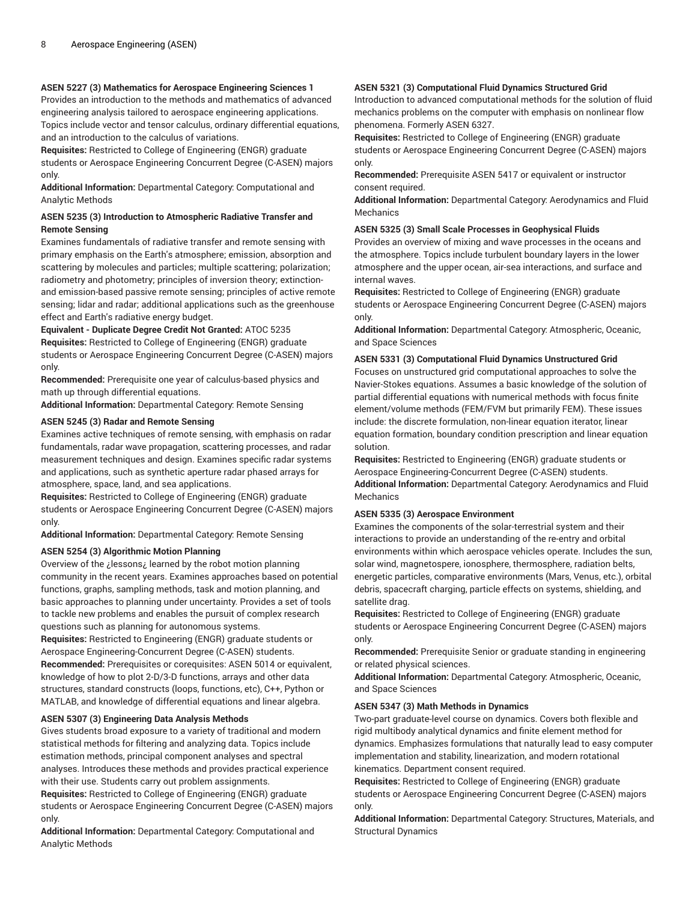**ASEN 5227 (3) Mathematics for Aerospace Engineering Sciences 1**
Provides an introduction to the methods and mathematics of advanced engineering analysis tailored to aerospace engineering applications. Topics include vector and tensor calculus, ordinary differential equations, and an introduction to the calculus of variations.
**Requisites:** Restricted to College of Engineering (ENGR) graduate students or Aerospace Engineering Concurrent Degree (C-ASEN) majors only.
**Additional Information:** Departmental Category: Computational and Analytic Methods

**ASEN 5235 (3) Introduction to Atmospheric Radiative Transfer and Remote Sensing**
Examines fundamentals of radiative transfer and remote sensing with primary emphasis on the Earth's atmosphere; emission, absorption and scattering by molecules and particles; multiple scattering; polarization; radiometry and photometry; principles of inversion theory; extinction- and emission-based passive remote sensing; principles of active remote sensing; lidar and radar; additional applications such as the greenhouse effect and Earth's radiative energy budget.
**Equivalent - Duplicate Degree Credit Not Granted:** ATOC 5235
**Requisites:** Restricted to College of Engineering (ENGR) graduate students or Aerospace Engineering Concurrent Degree (C-ASEN) majors only.
**Recommended:** Prerequisite one year of calculus-based physics and math up through differential equations.
**Additional Information:** Departmental Category: Remote Sensing

**ASEN 5245 (3) Radar and Remote Sensing**
Examines active techniques of remote sensing, with emphasis on radar fundamentals, radar wave propagation, scattering processes, and radar measurement techniques and design. Examines specific radar systems and applications, such as synthetic aperture radar phased arrays for atmosphere, space, land, and sea applications.
**Requisites:** Restricted to College of Engineering (ENGR) graduate students or Aerospace Engineering Concurrent Degree (C-ASEN) majors only.
**Additional Information:** Departmental Category: Remote Sensing

**ASEN 5254 (3) Algorithmic Motion Planning**
Overview of the ¿lessons¿ learned by the robot motion planning community in the recent years. Examines approaches based on potential functions, graphs, sampling methods, task and motion planning, and basic approaches to planning under uncertainty. Provides a set of tools to tackle new problems and enables the pursuit of complex research questions such as planning for autonomous systems.
**Requisites:** Restricted to Engineering (ENGR) graduate students or Aerospace Engineering-Concurrent Degree (C-ASEN) students.
**Recommended:** Prerequisites or corequisites: ASEN 5014 or equivalent, knowledge of how to plot 2-D/3-D functions, arrays and other data structures, standard constructs (loops, functions, etc), C++, Python or MATLAB, and knowledge of differential equations and linear algebra.

**ASEN 5307 (3) Engineering Data Analysis Methods**
Gives students broad exposure to a variety of traditional and modern statistical methods for filtering and analyzing data. Topics include estimation methods, principal component analyses and spectral analyses. Introduces these methods and provides practical experience with their use. Students carry out problem assignments.
**Requisites:** Restricted to College of Engineering (ENGR) graduate students or Aerospace Engineering Concurrent Degree (C-ASEN) majors only.
**Additional Information:** Departmental Category: Computational and Analytic Methods

**ASEN 5321 (3) Computational Fluid Dynamics Structured Grid**
Introduction to advanced computational methods for the solution of fluid mechanics problems on the computer with emphasis on nonlinear flow phenomena. Formerly ASEN 6327.
**Requisites:** Restricted to College of Engineering (ENGR) graduate students or Aerospace Engineering Concurrent Degree (C-ASEN) majors only.
**Recommended:** Prerequisite ASEN 5417 or equivalent or instructor consent required.
**Additional Information:** Departmental Category: Aerodynamics and Fluid Mechanics

**ASEN 5325 (3) Small Scale Processes in Geophysical Fluids**
Provides an overview of mixing and wave processes in the oceans and the atmosphere. Topics include turbulent boundary layers in the lower atmosphere and the upper ocean, air-sea interactions, and surface and internal waves.
**Requisites:** Restricted to College of Engineering (ENGR) graduate students or Aerospace Engineering Concurrent Degree (C-ASEN) majors only.
**Additional Information:** Departmental Category: Atmospheric, Oceanic, and Space Sciences

**ASEN 5331 (3) Computational Fluid Dynamics Unstructured Grid**
Focuses on unstructured grid computational approaches to solve the Navier-Stokes equations. Assumes a basic knowledge of the solution of partial differential equations with numerical methods with focus finite element/volume methods (FEM/FVM but primarily FEM). These issues include: the discrete formulation, non-linear equation iterator, linear equation formation, boundary condition prescription and linear equation solution.
**Requisites:** Restricted to Engineering (ENGR) graduate students or Aerospace Engineering-Concurrent Degree (C-ASEN) students.
**Additional Information:** Departmental Category: Aerodynamics and Fluid Mechanics

**ASEN 5335 (3) Aerospace Environment**
Examines the components of the solar-terrestrial system and their interactions to provide an understanding of the re-entry and orbital environments within which aerospace vehicles operate. Includes the sun, solar wind, magnetospere, ionosphere, thermosphere, radiation belts, energetic particles, comparative environments (Mars, Venus, etc.), orbital debris, spacecraft charging, particle effects on systems, shielding, and satellite drag.
**Requisites:** Restricted to College of Engineering (ENGR) graduate students or Aerospace Engineering Concurrent Degree (C-ASEN) majors only.
**Recommended:** Prerequisite Senior or graduate standing in engineering or related physical sciences.
**Additional Information:** Departmental Category: Atmospheric, Oceanic, and Space Sciences

**ASEN 5347 (3) Math Methods in Dynamics**
Two-part graduate-level course on dynamics. Covers both flexible and rigid multibody analytical dynamics and finite element method for dynamics. Emphasizes formulations that naturally lead to easy computer implementation and stability, linearization, and modern rotational kinematics. Department consent required.
**Requisites:** Restricted to College of Engineering (ENGR) graduate students or Aerospace Engineering Concurrent Degree (C-ASEN) majors only.
**Additional Information:** Departmental Category: Structures, Materials, and Structural Dynamics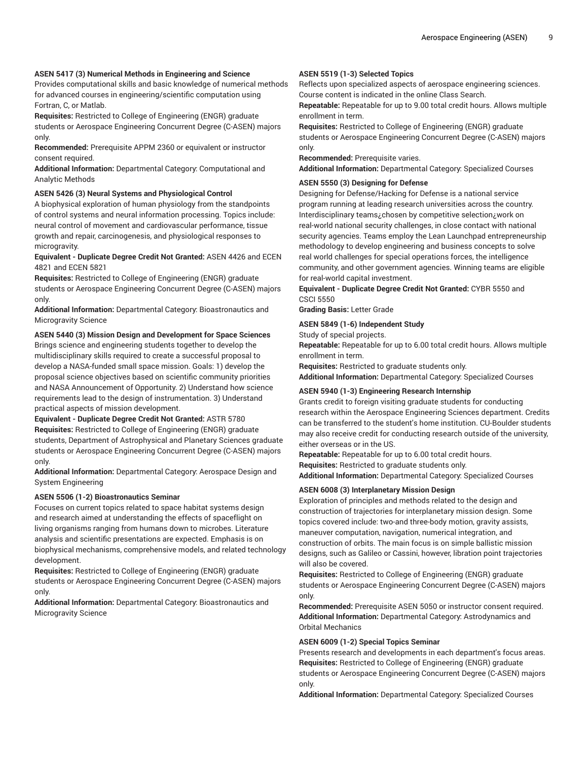**ASEN 5417 (3) Numerical Methods in Engineering and Science**
Provides computational skills and basic knowledge of numerical methods for advanced courses in engineering/scientific computation using Fortran, C, or Matlab.
**Requisites:** Restricted to College of Engineering (ENGR) graduate students or Aerospace Engineering Concurrent Degree (C-ASEN) majors only.
**Recommended:** Prerequisite APPM 2360 or equivalent or instructor consent required.
**Additional Information:** Departmental Category: Computational and Analytic Methods

**ASEN 5426 (3) Neural Systems and Physiological Control**
A biophysical exploration of human physiology from the standpoints of control systems and neural information processing. Topics include: neural control of movement and cardiovascular performance, tissue growth and repair, carcinogenesis, and physiological responses to microgravity.
**Equivalent - Duplicate Degree Credit Not Granted:** ASEN 4426 and ECEN 4821 and ECEN 5821
**Requisites:** Restricted to College of Engineering (ENGR) graduate students or Aerospace Engineering Concurrent Degree (C-ASEN) majors only.
**Additional Information:** Departmental Category: Bioastronautics and Microgravity Science

**ASEN 5440 (3) Mission Design and Development for Space Sciences**
Brings science and engineering students together to develop the multidisciplinary skills required to create a successful proposal to develop a NASA-funded small space mission. Goals: 1) develop the proposal science objectives based on scientific community priorities and NASA Announcement of Opportunity. 2) Understand how science requirements lead to the design of instrumentation. 3) Understand practical aspects of mission development.
**Equivalent - Duplicate Degree Credit Not Granted:** ASTR 5780
**Requisites:** Restricted to College of Engineering (ENGR) graduate students, Department of Astrophysical and Planetary Sciences graduate students or Aerospace Engineering Concurrent Degree (C-ASEN) majors only.
**Additional Information:** Departmental Category: Aerospace Design and System Engineering

**ASEN 5506 (1-2) Bioastronautics Seminar**
Focuses on current topics related to space habitat systems design and research aimed at understanding the effects of spaceflight on living organisms ranging from humans down to microbes. Literature analysis and scientific presentations are expected. Emphasis is on biophysical mechanisms, comprehensive models, and related technology development.
**Requisites:** Restricted to College of Engineering (ENGR) graduate students or Aerospace Engineering Concurrent Degree (C-ASEN) majors only.
**Additional Information:** Departmental Category: Bioastronautics and Microgravity Science

**ASEN 5519 (1-3) Selected Topics**
Reflects upon specialized aspects of aerospace engineering sciences. Course content is indicated in the online Class Search.
**Repeatable:** Repeatable for up to 9.00 total credit hours. Allows multiple enrollment in term.
**Requisites:** Restricted to College of Engineering (ENGR) graduate students or Aerospace Engineering Concurrent Degree (C-ASEN) majors only.
**Recommended:** Prerequisite varies.
**Additional Information:** Departmental Category: Specialized Courses

**ASEN 5550 (3) Designing for Defense**
Designing for Defense/Hacking for Defense is a national service program running at leading research universities across the country. Interdisciplinary teams¿chosen by competitive selection¿work on real-world national security challenges, in close contact with national security agencies. Teams employ the Lean Launchpad entrepreneurship methodology to develop engineering and business concepts to solve real world challenges for special operations forces, the intelligence community, and other government agencies. Winning teams are eligible for real-world capital investment.
**Equivalent - Duplicate Degree Credit Not Granted:** CYBR 5550 and CSCI 5550
**Grading Basis:** Letter Grade

**ASEN 5849 (1-6) Independent Study**
Study of special projects.
**Repeatable:** Repeatable for up to 6.00 total credit hours. Allows multiple enrollment in term.
**Requisites:** Restricted to graduate students only.
**Additional Information:** Departmental Category: Specialized Courses

**ASEN 5940 (1-3) Engineering Research Internship**
Grants credit to foreign visiting graduate students for conducting research within the Aerospace Engineering Sciences department. Credits can be transferred to the student's home institution. CU-Boulder students may also receive credit for conducting research outside of the university, either overseas or in the US.
**Repeatable:** Repeatable for up to 6.00 total credit hours.
**Requisites:** Restricted to graduate students only.
**Additional Information:** Departmental Category: Specialized Courses

**ASEN 6008 (3) Interplanetary Mission Design**
Exploration of principles and methods related to the design and construction of trajectories for interplanetary mission design. Some topics covered include: two-and three-body motion, gravity assists, maneuver computation, navigation, numerical integration, and construction of orbits. The main focus is on simple ballistic mission designs, such as Galileo or Cassini, however, libration point trajectories will also be covered.
**Requisites:** Restricted to College of Engineering (ENGR) graduate students or Aerospace Engineering Concurrent Degree (C-ASEN) majors only.
**Recommended:** Prerequisite ASEN 5050 or instructor consent required.
**Additional Information:** Departmental Category: Astrodynamics and Orbital Mechanics

**ASEN 6009 (1-2) Special Topics Seminar**
Presents research and developments in each department's focus areas.
**Requisites:** Restricted to College of Engineering (ENGR) graduate students or Aerospace Engineering Concurrent Degree (C-ASEN) majors only.
**Additional Information:** Departmental Category: Specialized Courses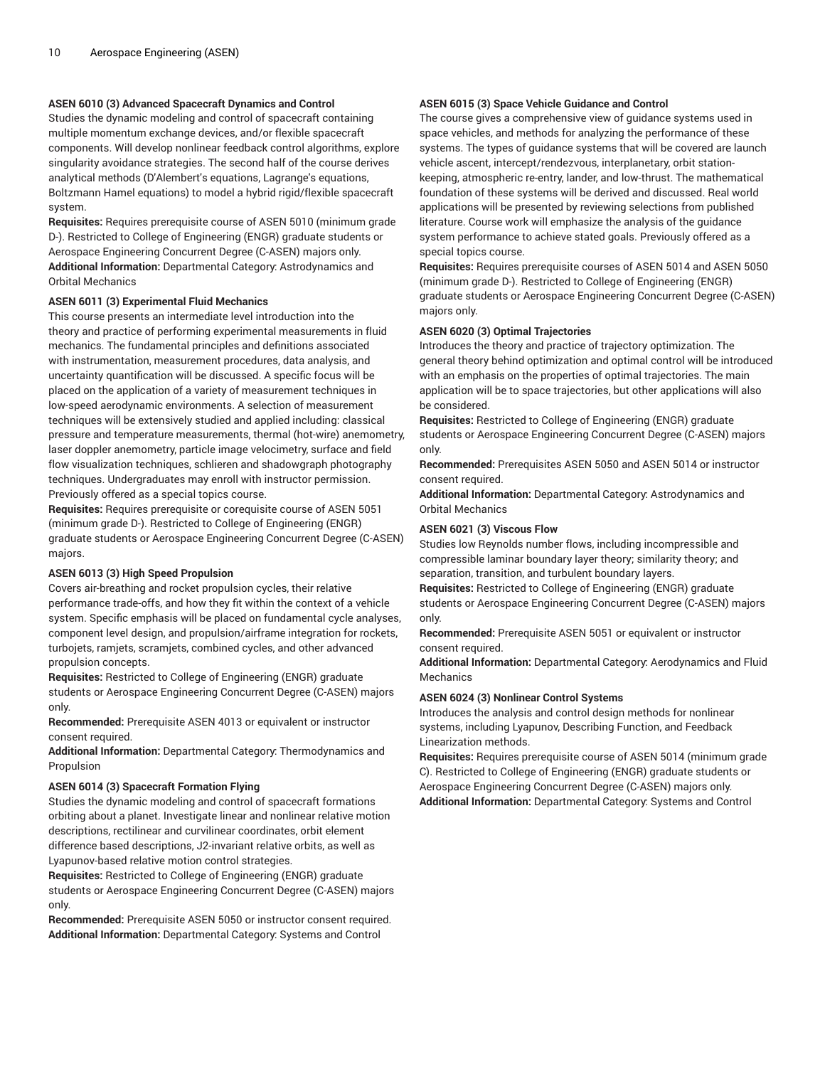**ASEN 6010 (3) Advanced Spacecraft Dynamics and Control**
Studies the dynamic modeling and control of spacecraft containing multiple momentum exchange devices, and/or flexible spacecraft components. Will develop nonlinear feedback control algorithms, explore singularity avoidance strategies. The second half of the course derives analytical methods (D'Alembert's equations, Lagrange's equations, Boltzmann Hamel equations) to model a hybrid rigid/flexible spacecraft system.
**Requisites:** Requires prerequisite course of ASEN 5010 (minimum grade D-). Restricted to College of Engineering (ENGR) graduate students or Aerospace Engineering Concurrent Degree (C-ASEN) majors only.
**Additional Information:** Departmental Category: Astrodynamics and Orbital Mechanics

**ASEN 6011 (3) Experimental Fluid Mechanics**
This course presents an intermediate level introduction into the theory and practice of performing experimental measurements in fluid mechanics. The fundamental principles and definitions associated with instrumentation, measurement procedures, data analysis, and uncertainty quantification will be discussed. A specific focus will be placed on the application of a variety of measurement techniques in low-speed aerodynamic environments. A selection of measurement techniques will be extensively studied and applied including: classical pressure and temperature measurements, thermal (hot-wire) anemometry, laser doppler anemometry, particle image velocimetry, surface and field flow visualization techniques, schlieren and shadowgraph photography techniques. Undergraduates may enroll with instructor permission. Previously offered as a special topics course.
**Requisites:** Requires prerequisite or corequisite course of ASEN 5051 (minimum grade D-). Restricted to College of Engineering (ENGR) graduate students or Aerospace Engineering Concurrent Degree (C-ASEN) majors.

**ASEN 6013 (3) High Speed Propulsion**
Covers air-breathing and rocket propulsion cycles, their relative performance trade-offs, and how they fit within the context of a vehicle system. Specific emphasis will be placed on fundamental cycle analyses, component level design, and propulsion/airframe integration for rockets, turbojets, ramjets, scramjets, combined cycles, and other advanced propulsion concepts.
**Requisites:** Restricted to College of Engineering (ENGR) graduate students or Aerospace Engineering Concurrent Degree (C-ASEN) majors only.
**Recommended:** Prerequisite ASEN 4013 or equivalent or instructor consent required.
**Additional Information:** Departmental Category: Thermodynamics and Propulsion

**ASEN 6014 (3) Spacecraft Formation Flying**
Studies the dynamic modeling and control of spacecraft formations orbiting about a planet. Investigate linear and nonlinear relative motion descriptions, rectilinear and curvilinear coordinates, orbit element difference based descriptions, J2-invariant relative orbits, as well as Lyapunov-based relative motion control strategies.
**Requisites:** Restricted to College of Engineering (ENGR) graduate students or Aerospace Engineering Concurrent Degree (C-ASEN) majors only.
**Recommended:** Prerequisite ASEN 5050 or instructor consent required.
**Additional Information:** Departmental Category: Systems and Control

**ASEN 6015 (3) Space Vehicle Guidance and Control**
The course gives a comprehensive view of guidance systems used in space vehicles, and methods for analyzing the performance of these systems. The types of guidance systems that will be covered are launch vehicle ascent, intercept/rendezvous, interplanetary, orbit station-keeping, atmospheric re-entry, lander, and low-thrust. The mathematical foundation of these systems will be derived and discussed. Real world applications will be presented by reviewing selections from published literature. Course work will emphasize the analysis of the guidance system performance to achieve stated goals. Previously offered as a special topics course.
**Requisites:** Requires prerequisite courses of ASEN 5014 and ASEN 5050 (minimum grade D-). Restricted to College of Engineering (ENGR) graduate students or Aerospace Engineering Concurrent Degree (C-ASEN) majors only.

**ASEN 6020 (3) Optimal Trajectories**
Introduces the theory and practice of trajectory optimization. The general theory behind optimization and optimal control will be introduced with an emphasis on the properties of optimal trajectories. The main application will be to space trajectories, but other applications will also be considered.
**Requisites:** Restricted to College of Engineering (ENGR) graduate students or Aerospace Engineering Concurrent Degree (C-ASEN) majors only.
**Recommended:** Prerequisites ASEN 5050 and ASEN 5014 or instructor consent required.
**Additional Information:** Departmental Category: Astrodynamics and Orbital Mechanics

**ASEN 6021 (3) Viscous Flow**
Studies low Reynolds number flows, including incompressible and compressible laminar boundary layer theory; similarity theory; and separation, transition, and turbulent boundary layers.
**Requisites:** Restricted to College of Engineering (ENGR) graduate students or Aerospace Engineering Concurrent Degree (C-ASEN) majors only.
**Recommended:** Prerequisite ASEN 5051 or equivalent or instructor consent required.
**Additional Information:** Departmental Category: Aerodynamics and Fluid Mechanics

**ASEN 6024 (3) Nonlinear Control Systems**
Introduces the analysis and control design methods for nonlinear systems, including Lyapunov, Describing Function, and Feedback Linearization methods.
**Requisites:** Requires prerequisite course of ASEN 5014 (minimum grade C). Restricted to College of Engineering (ENGR) graduate students or Aerospace Engineering Concurrent Degree (C-ASEN) majors only.
**Additional Information:** Departmental Category: Systems and Control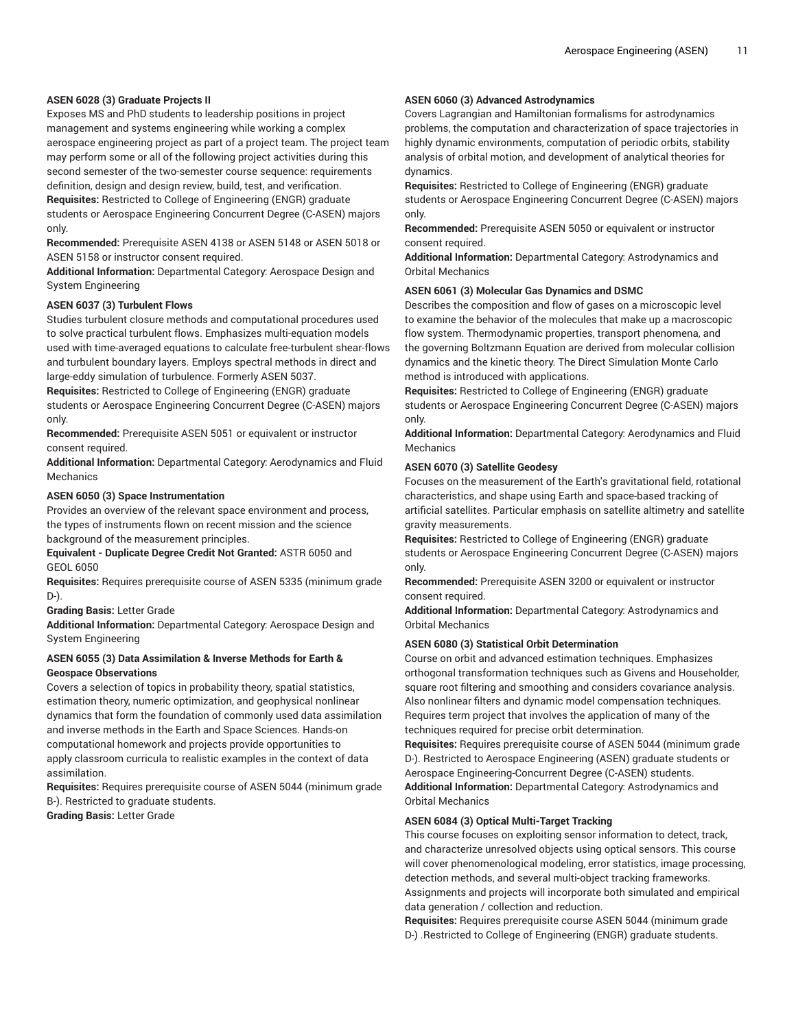**ASEN 6028 (3) Graduate Projects II**

Exposes MS and PhD students to leadership positions in project management and systems engineering while working a complex aerospace engineering project as part of a project team. The project team may perform some or all of the following project activities during this second semester of the two-semester course sequence: requirements definition, design and design review, build, test, and verification.

**Requisites:** Restricted to College of Engineering (ENGR) graduate students or Aerospace Engineering Concurrent Degree (C-ASEN) majors only.

**Recommended:** Prerequisite ASEN 4138 or ASEN 5148 or ASEN 5018 or ASEN 5158 or instructor consent required.

**Additional Information:** Departmental Category: Aerospace Design and System Engineering

**ASEN 6037 (3) Turbulent Flows**

Studies turbulent closure methods and computational procedures used to solve practical turbulent flows. Emphasizes multi-equation models used with time-averaged equations to calculate free-turbulent shear-flows and turbulent boundary layers. Employs spectral methods in direct and large-eddy simulation of turbulence. Formerly ASEN 5037.

**Requisites:** Restricted to College of Engineering (ENGR) graduate students or Aerospace Engineering Concurrent Degree (C-ASEN) majors only.

**Recommended:** Prerequisite ASEN 5051 or equivalent or instructor consent required.

**Additional Information:** Departmental Category: Aerodynamics and Fluid Mechanics

**ASEN 6050 (3) Space Instrumentation**

Provides an overview of the relevant space environment and process, the types of instruments flown on recent mission and the science background of the measurement principles.

**Equivalent - Duplicate Degree Credit Not Granted:** ASTR 6050 and GEOL 6050

**Requisites:** Requires prerequisite course of ASEN 5335 (minimum grade D-).

**Grading Basis:** Letter Grade

**Additional Information:** Departmental Category: Aerospace Design and System Engineering

**ASEN 6055 (3) Data Assimilation & Inverse Methods for Earth & Geospace Observations**

Covers a selection of topics in probability theory, spatial statistics, estimation theory, numeric optimization, and geophysical nonlinear dynamics that form the foundation of commonly used data assimilation and inverse methods in the Earth and Space Sciences. Hands-on computational homework and projects provide opportunities to apply classroom curricula to realistic examples in the context of data assimilation.

**Requisites:** Requires prerequisite course of ASEN 5044 (minimum grade B-). Restricted to graduate students.

**Grading Basis:** Letter Grade

**ASEN 6060 (3) Advanced Astrodynamics**

Covers Lagrangian and Hamiltonian formalisms for astrodynamics problems, the computation and characterization of space trajectories in highly dynamic environments, computation of periodic orbits, stability analysis of orbital motion, and development of analytical theories for dynamics.

**Requisites:** Restricted to College of Engineering (ENGR) graduate students or Aerospace Engineering Concurrent Degree (C-ASEN) majors only.

**Recommended:** Prerequisite ASEN 5050 or equivalent or instructor consent required.

**Additional Information:** Departmental Category: Astrodynamics and Orbital Mechanics

**ASEN 6061 (3) Molecular Gas Dynamics and DSMC**

Describes the composition and flow of gases on a microscopic level to examine the behavior of the molecules that make up a macroscopic flow system. Thermodynamic properties, transport phenomena, and the governing Boltzmann Equation are derived from molecular collision dynamics and the kinetic theory. The Direct Simulation Monte Carlo method is introduced with applications.

**Requisites:** Restricted to College of Engineering (ENGR) graduate students or Aerospace Engineering Concurrent Degree (C-ASEN) majors only.

**Additional Information:** Departmental Category: Aerodynamics and Fluid Mechanics

**ASEN 6070 (3) Satellite Geodesy**

Focuses on the measurement of the Earth's gravitational field, rotational characteristics, and shape using Earth and space-based tracking of artificial satellites. Particular emphasis on satellite altimetry and satellite gravity measurements.

**Requisites:** Restricted to College of Engineering (ENGR) graduate students or Aerospace Engineering Concurrent Degree (C-ASEN) majors only.

**Recommended:** Prerequisite ASEN 3200 or equivalent or instructor consent required.

**Additional Information:** Departmental Category: Astrodynamics and Orbital Mechanics

**ASEN 6080 (3) Statistical Orbit Determination**

Course on orbit and advanced estimation techniques. Emphasizes orthogonal transformation techniques such as Givens and Householder, square root filtering and smoothing and considers covariance analysis. Also nonlinear filters and dynamic model compensation techniques. Requires term project that involves the application of many of the techniques required for precise orbit determination.

**Requisites:** Requires prerequisite course of ASEN 5044 (minimum grade D-). Restricted to Aerospace Engineering (ASEN) graduate students or Aerospace Engineering-Concurrent Degree (C-ASEN) students.

**Additional Information:** Departmental Category: Astrodynamics and Orbital Mechanics

**ASEN 6084 (3) Optical Multi-Target Tracking**

This course focuses on exploiting sensor information to detect, track, and characterize unresolved objects using optical sensors. This course will cover phenomenological modeling, error statistics, image processing, detection methods, and several multi-object tracking frameworks. Assignments and projects will incorporate both simulated and empirical data generation / collection and reduction.

**Requisites:** Requires prerequisite course ASEN 5044 (minimum grade D-) .Restricted to College of Engineering (ENGR) graduate students.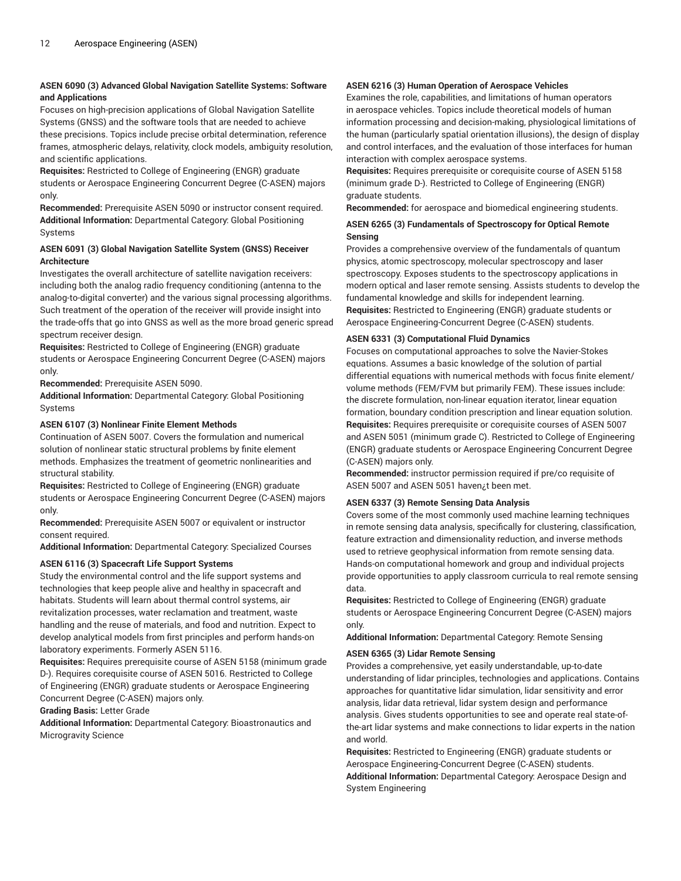**ASEN 6090 (3) Advanced Global Navigation Satellite Systems: Software and Applications**

Focuses on high-precision applications of Global Navigation Satellite Systems (GNSS) and the software tools that are needed to achieve these precisions. Topics include precise orbital determination, reference frames, atmospheric delays, relativity, clock models, ambiguity resolution, and scientific applications.

**Requisites:** Restricted to College of Engineering (ENGR) graduate students or Aerospace Engineering Concurrent Degree (C-ASEN) majors only.

**Recommended:** Prerequisite ASEN 5090 or instructor consent required.

**Additional Information:** Departmental Category: Global Positioning Systems

**ASEN 6091 (3) Global Navigation Satellite System (GNSS) Receiver Architecture**

Investigates the overall architecture of satellite navigation receivers: including both the analog radio frequency conditioning (antenna to the analog-to-digital converter) and the various signal processing algorithms. Such treatment of the operation of the receiver will provide insight into the trade-offs that go into GNSS as well as the more broad generic spread spectrum receiver design.

**Requisites:** Restricted to College of Engineering (ENGR) graduate students or Aerospace Engineering Concurrent Degree (C-ASEN) majors only.

**Recommended:** Prerequisite ASEN 5090.

**Additional Information:** Departmental Category: Global Positioning Systems

**ASEN 6107 (3) Nonlinear Finite Element Methods**

Continuation of ASEN 5007. Covers the formulation and numerical solution of nonlinear static structural problems by finite element methods. Emphasizes the treatment of geometric nonlinearities and structural stability.

**Requisites:** Restricted to College of Engineering (ENGR) graduate students or Aerospace Engineering Concurrent Degree (C-ASEN) majors only.

**Recommended:** Prerequisite ASEN 5007 or equivalent or instructor consent required.

**Additional Information:** Departmental Category: Specialized Courses

**ASEN 6116 (3) Spacecraft Life Support Systems**

Study the environmental control and the life support systems and technologies that keep people alive and healthy in spacecraft and habitats. Students will learn about thermal control systems, air revitalization processes, water reclamation and treatment, waste handling and the reuse of materials, and food and nutrition. Expect to develop analytical models from first principles and perform hands-on laboratory experiments. Formerly ASEN 5116.

**Requisites:** Requires prerequisite course of ASEN 5158 (minimum grade D-). Requires corequisite course of ASEN 5016. Restricted to College of Engineering (ENGR) graduate students or Aerospace Engineering Concurrent Degree (C-ASEN) majors only.

**Grading Basis:** Letter Grade

**Additional Information:** Departmental Category: Bioastronautics and Microgravity Science

**ASEN 6216 (3) Human Operation of Aerospace Vehicles**

Examines the role, capabilities, and limitations of human operators in aerospace vehicles. Topics include theoretical models of human information processing and decision-making, physiological limitations of the human (particularly spatial orientation illusions), the design of display and control interfaces, and the evaluation of those interfaces for human interaction with complex aerospace systems.

**Requisites:** Requires prerequisite or corequisite course of ASEN 5158 (minimum grade D-). Restricted to College of Engineering (ENGR) graduate students.

**Recommended:** for aerospace and biomedical engineering students.

**ASEN 6265 (3) Fundamentals of Spectroscopy for Optical Remote Sensing**

Provides a comprehensive overview of the fundamentals of quantum physics, atomic spectroscopy, molecular spectroscopy and laser spectroscopy. Exposes students to the spectroscopy applications in modern optical and laser remote sensing. Assists students to develop the fundamental knowledge and skills for independent learning.

**Requisites:** Restricted to Engineering (ENGR) graduate students or Aerospace Engineering-Concurrent Degree (C-ASEN) students.

**ASEN 6331 (3) Computational Fluid Dynamics**

Focuses on computational approaches to solve the Navier-Stokes equations. Assumes a basic knowledge of the solution of partial differential equations with numerical methods with focus finite element/volume methods (FEM/FVM but primarily FEM). These issues include: the discrete formulation, non-linear equation iterator, linear equation formation, boundary condition prescription and linear equation solution.

**Requisites:** Requires prerequisite or corequisite courses of ASEN 5007 and ASEN 5051 (minimum grade C). Restricted to College of Engineering (ENGR) graduate students or Aerospace Engineering Concurrent Degree (C-ASEN) majors only.

**Recommended:** instructor permission required if pre/co requisite of ASEN 5007 and ASEN 5051 haven¿t been met.

**ASEN 6337 (3) Remote Sensing Data Analysis**

Covers some of the most commonly used machine learning techniques in remote sensing data analysis, specifically for clustering, classification, feature extraction and dimensionality reduction, and inverse methods used to retrieve geophysical information from remote sensing data. Hands-on computational homework and group and individual projects provide opportunities to apply classroom curricula to real remote sensing data.

**Requisites:** Restricted to College of Engineering (ENGR) graduate students or Aerospace Engineering Concurrent Degree (C-ASEN) majors only.

**Additional Information:** Departmental Category: Remote Sensing

**ASEN 6365 (3) Lidar Remote Sensing**

Provides a comprehensive, yet easily understandable, up-to-date understanding of lidar principles, technologies and applications. Contains approaches for quantitative lidar simulation, lidar sensitivity and error analysis, lidar data retrieval, lidar system design and performance analysis. Gives students opportunities to see and operate real state-of-the-art lidar systems and make connections to lidar experts in the nation and world.

**Requisites:** Restricted to Engineering (ENGR) graduate students or Aerospace Engineering-Concurrent Degree (C-ASEN) students.

**Additional Information:** Departmental Category: Aerospace Design and System Engineering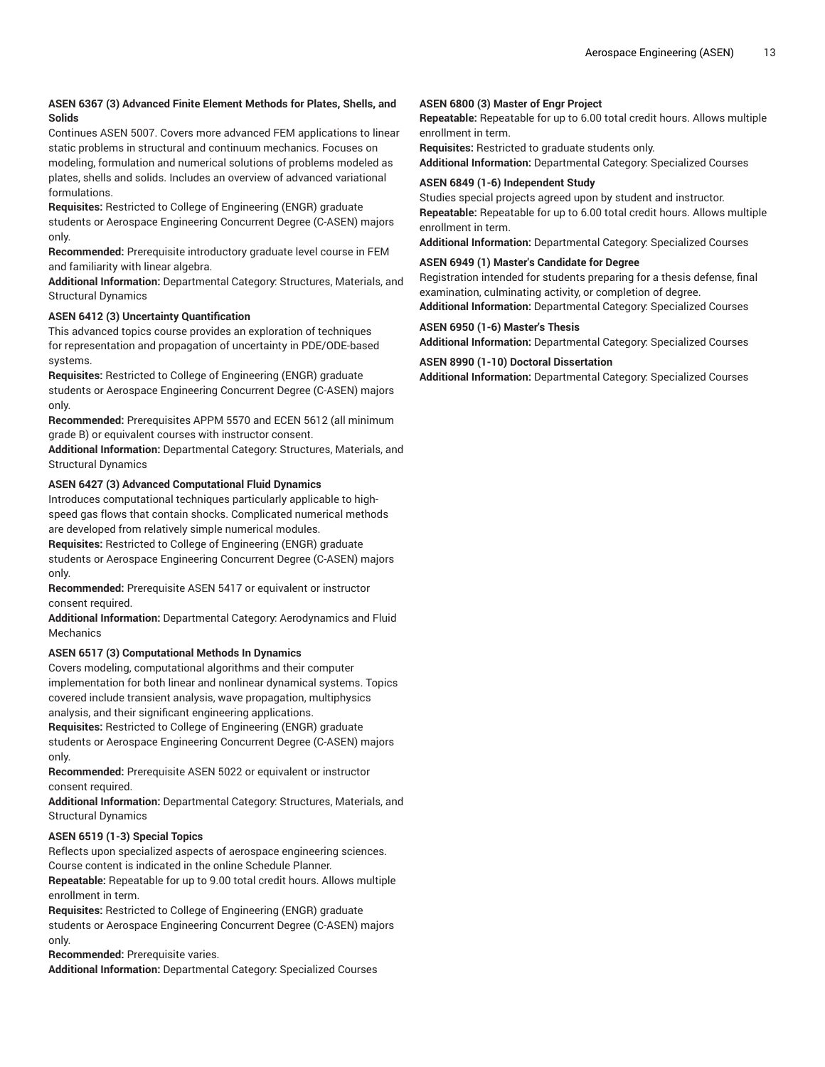**ASEN 6367 (3) Advanced Finite Element Methods for Plates, Shells, and Solids**

Continues ASEN 5007. Covers more advanced FEM applications to linear static problems in structural and continuum mechanics. Focuses on modeling, formulation and numerical solutions of problems modeled as plates, shells and solids. Includes an overview of advanced variational formulations.

**Requisites:** Restricted to College of Engineering (ENGR) graduate students or Aerospace Engineering Concurrent Degree (C-ASEN) majors only.

**Recommended:** Prerequisite introductory graduate level course in FEM and familiarity with linear algebra.

**Additional Information:** Departmental Category: Structures, Materials, and Structural Dynamics

**ASEN 6412 (3) Uncertainty Quantification**

This advanced topics course provides an exploration of techniques for representation and propagation of uncertainty in PDE/ODE-based systems.

**Requisites:** Restricted to College of Engineering (ENGR) graduate students or Aerospace Engineering Concurrent Degree (C-ASEN) majors only.

**Recommended:** Prerequisites APPM 5570 and ECEN 5612 (all minimum grade B) or equivalent courses with instructor consent.

**Additional Information:** Departmental Category: Structures, Materials, and Structural Dynamics

**ASEN 6427 (3) Advanced Computational Fluid Dynamics**

Introduces computational techniques particularly applicable to high-speed gas flows that contain shocks. Complicated numerical methods are developed from relatively simple numerical modules.

**Requisites:** Restricted to College of Engineering (ENGR) graduate students or Aerospace Engineering Concurrent Degree (C-ASEN) majors only.

**Recommended:** Prerequisite ASEN 5417 or equivalent or instructor consent required.

**Additional Information:** Departmental Category: Aerodynamics and Fluid Mechanics

**ASEN 6517 (3) Computational Methods In Dynamics**

Covers modeling, computational algorithms and their computer implementation for both linear and nonlinear dynamical systems. Topics covered include transient analysis, wave propagation, multiphysics analysis, and their significant engineering applications.

**Requisites:** Restricted to College of Engineering (ENGR) graduate students or Aerospace Engineering Concurrent Degree (C-ASEN) majors only.

**Recommended:** Prerequisite ASEN 5022 or equivalent or instructor consent required.

**Additional Information:** Departmental Category: Structures, Materials, and Structural Dynamics

**ASEN 6519 (1-3) Special Topics**

Reflects upon specialized aspects of aerospace engineering sciences. Course content is indicated in the online Schedule Planner.

**Repeatable:** Repeatable for up to 9.00 total credit hours. Allows multiple enrollment in term.

**Requisites:** Restricted to College of Engineering (ENGR) graduate students or Aerospace Engineering Concurrent Degree (C-ASEN) majors only.

**Recommended:** Prerequisite varies.

**Additional Information:** Departmental Category: Specialized Courses

**ASEN 6800 (3) Master of Engr Project**

**Repeatable:** Repeatable for up to 6.00 total credit hours. Allows multiple enrollment in term.

**Requisites:** Restricted to graduate students only.

**Additional Information:** Departmental Category: Specialized Courses

**ASEN 6849 (1-6) Independent Study**

Studies special projects agreed upon by student and instructor.

**Repeatable:** Repeatable for up to 6.00 total credit hours. Allows multiple enrollment in term.

**Additional Information:** Departmental Category: Specialized Courses

**ASEN 6949 (1) Master's Candidate for Degree**

Registration intended for students preparing for a thesis defense, final examination, culminating activity, or completion of degree.

**Additional Information:** Departmental Category: Specialized Courses

**ASEN 6950 (1-6) Master's Thesis**

**Additional Information:** Departmental Category: Specialized Courses

**ASEN 8990 (1-10) Doctoral Dissertation**

**Additional Information:** Departmental Category: Specialized Courses